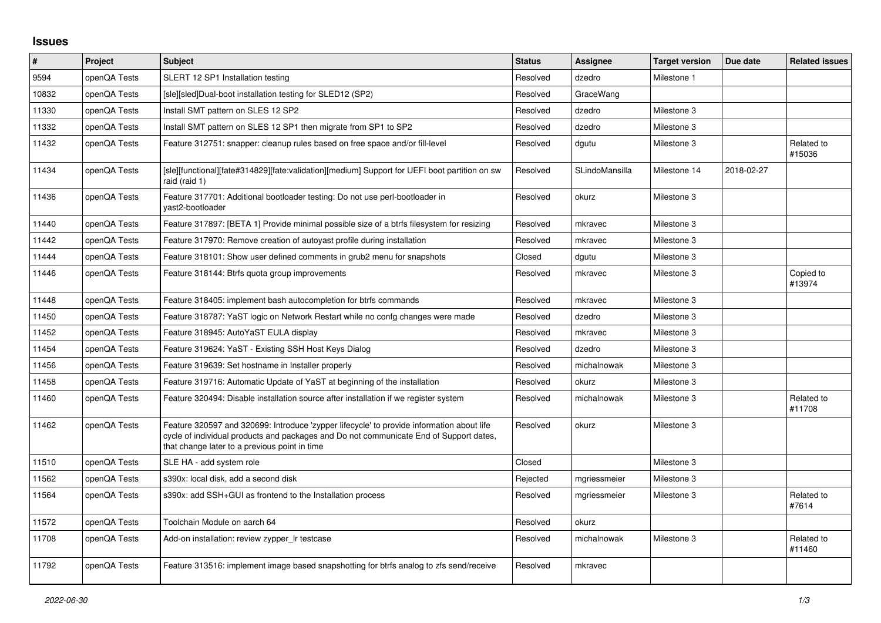## Issues

| # | Project | Subject | Status | Assignee | Target version | Due date | Related issues |
|---|---|---|---|---|---|---|---|
| 9594 | openQA Tests | SLERT 12 SP1 Installation testing | Resolved | dzedro | Milestone 1 | | |
| 10832 | openQA Tests | [sle][sled]Dual-boot installation testing for SLED12 (SP2) | Resolved | GraceWang | | | |
| 11330 | openQA Tests | Install SMT pattern on SLES 12 SP2 | Resolved | dzedro | Milestone 3 | | |
| 11332 | openQA Tests | Install SMT pattern on SLES 12 SP1 then migrate from SP1 to SP2 | Resolved | dzedro | Milestone 3 | | |
| 11432 | openQA Tests | Feature 312751: snapper: cleanup rules based on free space and/or fill-level | Resolved | dgutu | Milestone 3 | | Related to #15036 |
| 11434 | openQA Tests | [sle][functional][fate#314829][fate:validation][medium] Support for UEFI boot partition on sw raid (raid 1) | Resolved | SLindoMansilla | Milestone 14 | 2018-02-27 | |
| 11436 | openQA Tests | Feature 317701: Additional bootloader testing: Do not use perl-bootloader in yast2-bootloader | Resolved | okurz | Milestone 3 | | |
| 11440 | openQA Tests | Feature 317897: [BETA 1] Provide minimal possible size of a btrfs filesystem for resizing | Resolved | mkravec | Milestone 3 | | |
| 11442 | openQA Tests | Feature 317970: Remove creation of autoyast profile during installation | Resolved | mkravec | Milestone 3 | | |
| 11444 | openQA Tests | Feature 318101: Show user defined comments in grub2 menu for snapshots | Closed | dgutu | Milestone 3 | | |
| 11446 | openQA Tests | Feature 318144: Btrfs quota group improvements | Resolved | mkravec | Milestone 3 | | Copied to #13974 |
| 11448 | openQA Tests | Feature 318405: implement bash autocompletion for btrfs commands | Resolved | mkravec | Milestone 3 | | |
| 11450 | openQA Tests | Feature 318787: YaST logic on Network Restart while no confg changes were made | Resolved | dzedro | Milestone 3 | | |
| 11452 | openQA Tests | Feature 318945: AutoYaST EULA display | Resolved | mkravec | Milestone 3 | | |
| 11454 | openQA Tests | Feature 319624: YaST - Existing SSH Host Keys Dialog | Resolved | dzedro | Milestone 3 | | |
| 11456 | openQA Tests | Feature 319639: Set hostname in Installer properly | Resolved | michalnowak | Milestone 3 | | |
| 11458 | openQA Tests | Feature 319716: Automatic Update of YaST at beginning of the installation | Resolved | okurz | Milestone 3 | | |
| 11460 | openQA Tests | Feature 320494: Disable installation source after installation if we register system | Resolved | michalnowak | Milestone 3 | | Related to #11708 |
| 11462 | openQA Tests | Feature 320597 and 320699: Introduce 'zypper lifecycle' to provide information about life cycle of individual products and packages and Do not communicate End of Support dates, that change later to a previous point in time | Resolved | okurz | Milestone 3 | | |
| 11510 | openQA Tests | SLE HA - add system role | Closed | | Milestone 3 | | |
| 11562 | openQA Tests | s390x: local disk, add a second disk | Rejected | mgriessmeier | Milestone 3 | | |
| 11564 | openQA Tests | s390x: add SSH+GUI as frontend to the Installation process | Resolved | mgriessmeier | Milestone 3 | | Related to #7614 |
| 11572 | openQA Tests | Toolchain Module on aarch 64 | Resolved | okurz | | | |
| 11708 | openQA Tests | Add-on installation: review zypper_lr testcase | Resolved | michalnowak | Milestone 3 | | Related to #11460 |
| 11792 | openQA Tests | Feature 313516: implement image based snapshotting for btrfs analog to zfs send/receive | Resolved | mkravec | | | |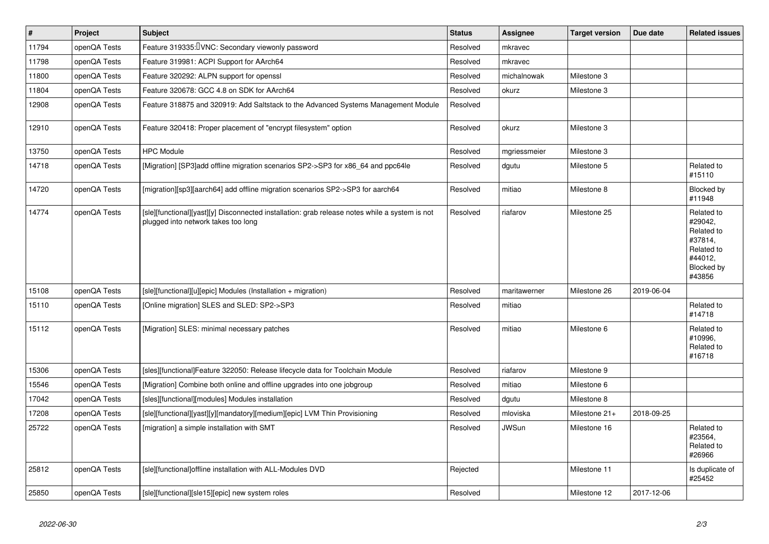| # | Project | Subject | Status | Assignee | Target version | Due date | Related issues |
|---|---|---|---|---|---|---|---|
| 11794 | openQA Tests | Feature 319335: VNC: Secondary viewonly password | Resolved | mkravec | | | |
| 11798 | openQA Tests | Feature 319981: ACPI Support for AArch64 | Resolved | mkravec | | | |
| 11800 | openQA Tests | Feature 320292: ALPN support for openssl | Resolved | michalnowak | Milestone 3 | | |
| 11804 | openQA Tests | Feature 320678: GCC 4.8 on SDK for AArch64 | Resolved | okurz | Milestone 3 | | |
| 12908 | openQA Tests | Feature 318875 and 320919: Add Saltstack to the Advanced Systems Management Module | Resolved | | | | |
| 12910 | openQA Tests | Feature 320418: Proper placement of "encrypt filesystem" option | Resolved | okurz | Milestone 3 | | |
| 13750 | openQA Tests | HPC Module | Resolved | mgriessmeier | Milestone 3 | | |
| 14718 | openQA Tests | [Migration] [SP3]add offline migration scenarios SP2->SP3 for x86_64 and ppc64le | Resolved | dgutu | Milestone 5 | | Related to #15110 |
| 14720 | openQA Tests | [migration][sp3][aarch64] add offline migration scenarios SP2->SP3 for aarch64 | Resolved | mitiao | Milestone 8 | | Blocked by #11948 |
| 14774 | openQA Tests | [sle][functional][yast][y] Disconnected installation: grab release notes while a system is not plugged into network takes too long | Resolved | riafarov | Milestone 25 | | Related to #29042, Related to #37814, Related to #44012, Blocked by #43856 |
| 15108 | openQA Tests | [sle][functional][u][epic] Modules (Installation + migration) | Resolved | maritawerner | Milestone 26 | 2019-06-04 | |
| 15110 | openQA Tests | [Online migration] SLES and SLED: SP2->SP3 | Resolved | mitiao | | | Related to #14718 |
| 15112 | openQA Tests | [Migration] SLES: minimal necessary patches | Resolved | mitiao | Milestone 6 | | Related to #10996, Related to #16718 |
| 15306 | openQA Tests | [sles][functional]Feature 322050: Release lifecycle data for Toolchain Module | Resolved | riafarov | Milestone 9 | | |
| 15546 | openQA Tests | [Migration] Combine both online and offline upgrades into one jobgroup | Resolved | mitiao | Milestone 6 | | |
| 17042 | openQA Tests | [sles][functional][modules] Modules installation | Resolved | dgutu | Milestone 8 | | |
| 17208 | openQA Tests | [sle][functional][yast][y][mandatory][medium][epic] LVM Thin Provisioning | Resolved | mloviska | Milestone 21+ | 2018-09-25 | |
| 25722 | openQA Tests | [migration] a simple installation with SMT | Resolved | JWSun | Milestone 16 | | Related to #23564, Related to #26966 |
| 25812 | openQA Tests | [sle][functional]offline installation with ALL-Modules DVD | Rejected | | Milestone 11 | | Is duplicate of #25452 |
| 25850 | openQA Tests | [sle][functional][sle15][epic] new system roles | Resolved | | Milestone 12 | 2017-12-06 | |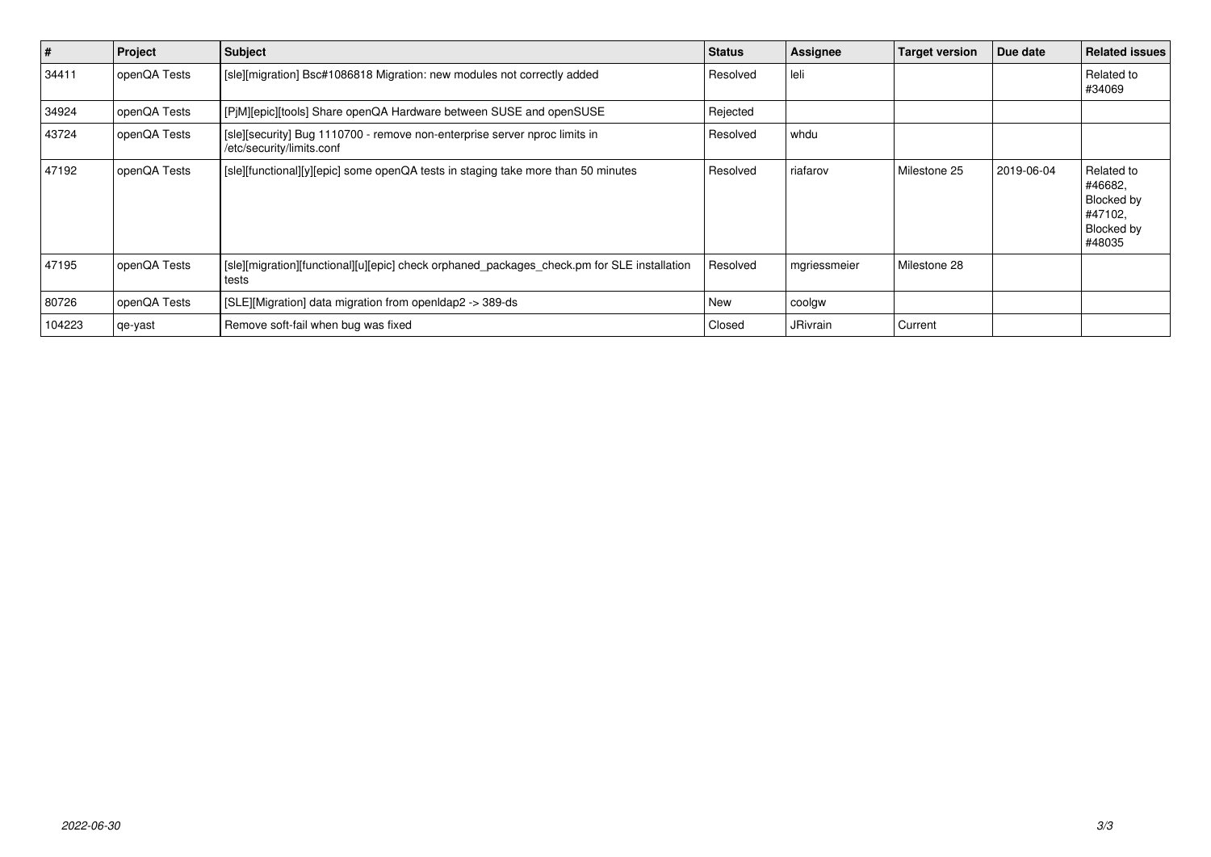| # | Project | Subject | Status | Assignee | Target version | Due date | Related issues |
|---|---|---|---|---|---|---|---|
| 34411 | openQA Tests | [sle][migration] Bsc#1086818 Migration: new modules not correctly added | Resolved | leli | | | Related to #34069 |
| 34924 | openQA Tests | [PjM][epic][tools] Share openQA Hardware between SUSE and openSUSE | Rejected | | | | |
| 43724 | openQA Tests | [sle][security] Bug 1110700 - remove non-enterprise server nproc limits in /etc/security/limits.conf | Resolved | whdu | | | |
| 47192 | openQA Tests | [sle][functional][y][epic] some openQA tests in staging take more than 50 minutes | Resolved | riafarov | Milestone 25 | 2019-06-04 | Related to #46682, Blocked by #47102, Blocked by #48035 |
| 47195 | openQA Tests | [sle][migration][functional][u][epic] check orphaned_packages_check.pm for SLE installation tests | Resolved | mgriessmeier | Milestone 28 | | |
| 80726 | openQA Tests | [SLE][Migration] data migration from openldap2 -> 389-ds | New | coolgw | | | |
| 104223 | qe-yast | Remove soft-fail when bug was fixed | Closed | JRivrain | Current | | |

*2022-06-30*